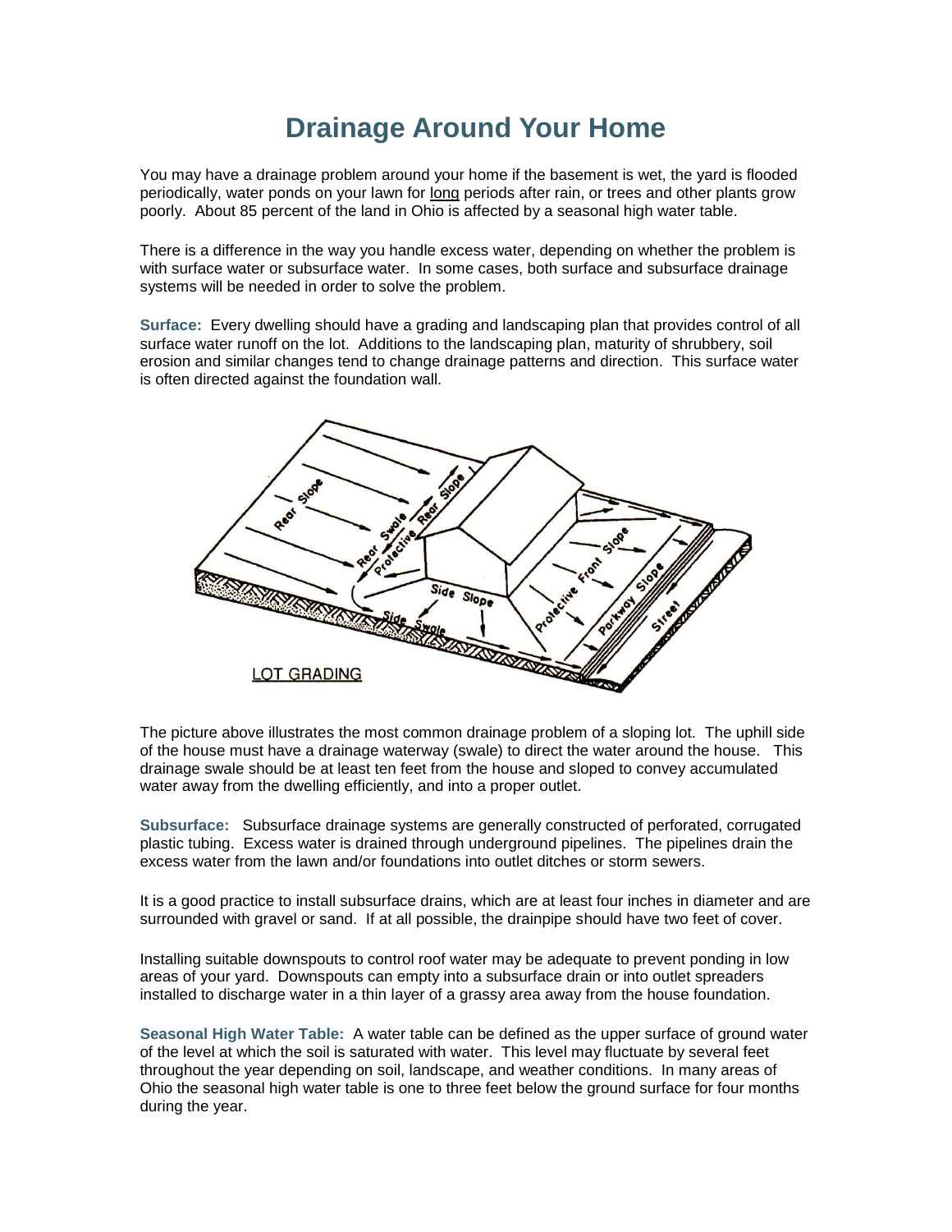# Drainage Around Your Home

You may have a drainage problem around your home if the basement is wet, the yard is flooded periodically, water ponds on your lawn for long periods after rain, or trees and other plants grow poorly. About 85 percent of the land in Ohio is affected by a seasonal high water table.

There is a difference in the way you handle excess water, depending on whether the problem is with surface water or subsurface water. In some cases, both surface and subsurface drainage systems will be needed in order to solve the problem.

**Surface:** Every dwelling should have a grading and landscaping plan that provides control of all surface water runoff on the lot. Additions to the landscaping plan, maturity of shrubbery, soil erosion and similar changes tend to change drainage patterns and direction. This surface water is often directed against the foundation wall.

The picture above illustrates the most common drainage problem of a sloping lot. The uphill side of the house must have a drainage waterway (swale) to direct the water around the house. This drainage swale should be at least ten feet from the house and sloped to convey accumulated water away from the dwelling efficiently, and into a proper outlet.

**Subsurface:** Subsurface drainage systems are generally constructed of perforated, corrugated plastic tubing. Excess water is drained through underground pipelines. The pipelines drain the excess water from the lawn and/or foundations into outlet ditches or storm sewers.

It is a good practice to install subsurface drains, which are at least four inches in diameter and are surrounded with gravel or sand. If at all possible, the drainpipe should have two feet of cover.

Installing suitable downspouts to control roof water may be adequate to prevent ponding in low areas of your yard. Downspouts can empty into a subsurface drain or into outlet spreaders installed to discharge water in a thin layer of a grassy area away from the house foundation.

**Seasonal High Water Table:** A water table can be defined as the upper surface of ground water of the level at which the soil is saturated with water. This level may fluctuate by several feet throughout the year depending on soil, landscape, and weather conditions. In many areas of Ohio the seasonal high water table is one to three feet below the ground surface for four months during the year.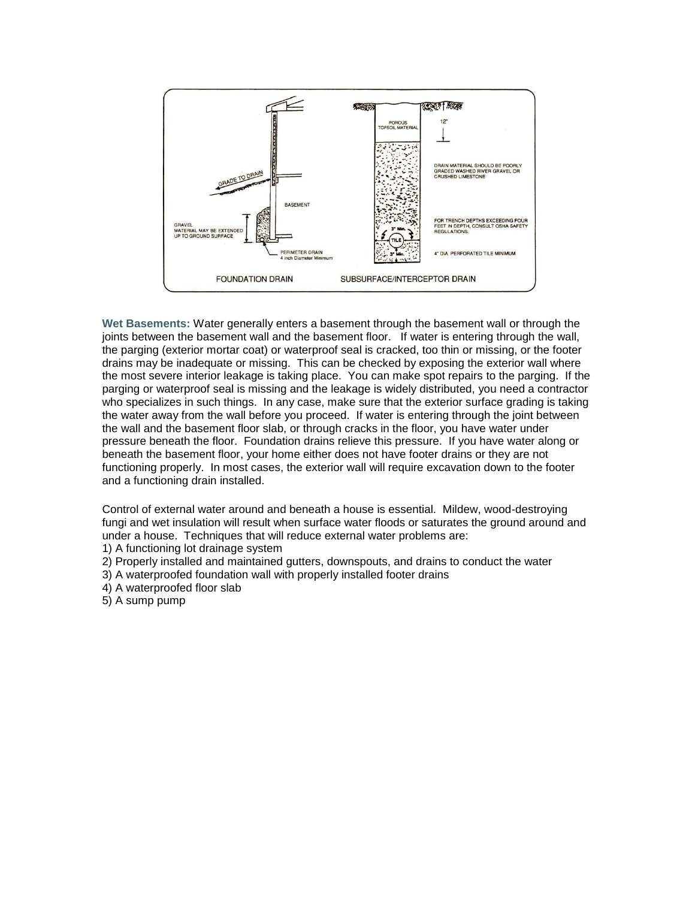**Wet Basements:** Water generally enters a basement through the basement wall or through the joints between the basement wall and the basement floor. If water is entering through the wall, the parging (exterior mortar coat) or waterproof seal is cracked, too thin or missing, or the footer drains may be inadequate or missing. This can be checked by exposing the exterior wall where the most severe interior leakage is taking place. You can make spot repairs to the parging. If the parging or waterproof seal is missing and the leakage is widely distributed, you need a contractor who specializes in such things. In any case, make sure that the exterior surface grading is taking the water away from the wall before you proceed. If water is entering through the joint between the wall and the basement floor slab, or through cracks in the floor, you have water under pressure beneath the floor. Foundation drains relieve this pressure. If you have water along or beneath the basement floor, your home either does not have footer drains or they are not functioning properly. In most cases, the exterior wall will require excavation down to the footer and a functioning drain installed.

Control of external water around and beneath a house is essential. Mildew, wood-destroying fungi and wet insulation will result when surface water floods or saturates the ground around and under a house. Techniques that will reduce external water problems are:

1) A functioning lot drainage system
2) Properly installed and maintained gutters, downspouts, and drains to conduct the water
3) A waterproofed foundation wall with properly installed footer drains
4) A waterproofed floor slab
5) A sump pump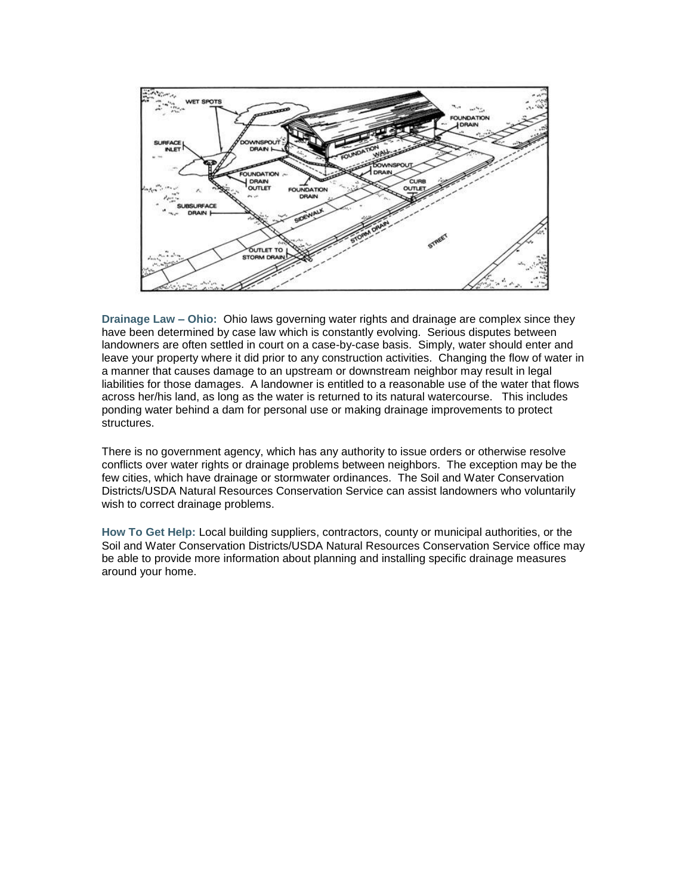WET SPOTS
SURFACE INLET
DOWNSPOUT DRAIN
FOUNDATION WALL
FOUNDATION DRAIN
FOUNDATION DRAIN OUTLET
FOUNDATION DRAIN
DOWNSPOUT DRAIN
CURB OUTLET
SUBSURFACE DRAIN
SIDEWALK
STORM DRAIN
STREET
OUTLET TO STORM DRAIN

**Drainage Law – Ohio:** Ohio laws governing water rights and drainage are complex since they have been determined by case law which is constantly evolving. Serious disputes between landowners are often settled in court on a case-by-case basis. Simply, water should enter and leave your property where it did prior to any construction activities. Changing the flow of water in a manner that causes damage to an upstream or downstream neighbor may result in legal liabilities for those damages. A landowner is entitled to a reasonable use of the water that flows across her/his land, as long as the water is returned to its natural watercourse. This includes ponding water behind a dam for personal use or making drainage improvements to protect structures.

There is no government agency, which has any authority to issue orders or otherwise resolve conflicts over water rights or drainage problems between neighbors. The exception may be the few cities, which have drainage or stormwater ordinances. The Soil and Water Conservation Districts/USDA Natural Resources Conservation Service can assist landowners who voluntarily wish to correct drainage problems.

**How To Get Help:** Local building suppliers, contractors, county or municipal authorities, or the Soil and Water Conservation Districts/USDA Natural Resources Conservation Service office may be able to provide more information about planning and installing specific drainage measures around your home.